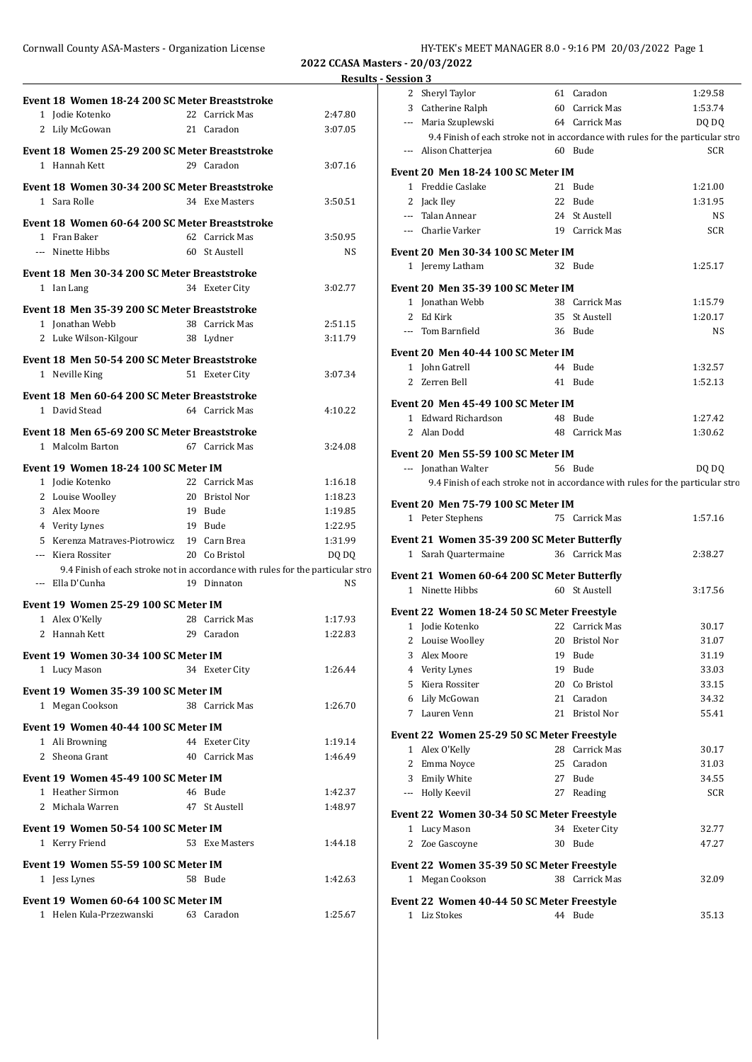# 2022 CCASA Masters - 20/03/2022

## Results - Session 3

### Event 18 Women 18-24 200 SC Meter Breaststroke

| | Name | Age | Team | Time |
|---|---|---|---|---|
| 1 | Jodie Kotenko | 22 | Carrick Mas | 2:47.80 |
| 2 | Lily McGowan | 21 | Caradon | 3:07.05 |

### Event 18 Women 25-29 200 SC Meter Breaststroke

| | Name | Age | Team | Time |
|---|---|---|---|---|
| 1 | Hannah Kett | 29 | Caradon | 3:07.16 |

### Event 18 Women 30-34 200 SC Meter Breaststroke

| | Name | Age | Team | Time |
|---|---|---|---|---|
| 1 | Sara Rolle | 34 | Exe Masters | 3:50.51 |

### Event 18 Women 60-64 200 SC Meter Breaststroke

| | Name | Age | Team | Time |
|---|---|---|---|---|
| 1 | Fran Baker | 62 | Carrick Mas | 3:50.95 |
| --- | Ninette Hibbs | 60 | St Austell | NS |

### Event 18 Men 30-34 200 SC Meter Breaststroke

| | Name | Age | Team | Time |
|---|---|---|---|---|
| 1 | Ian Lang | 34 | Exeter City | 3:02.77 |

### Event 18 Men 35-39 200 SC Meter Breaststroke

| | Name | Age | Team | Time |
|---|---|---|---|---|
| 1 | Jonathan Webb | 38 | Carrick Mas | 2:51.15 |
| 2 | Luke Wilson-Kilgour | 38 | Lydner | 3:11.79 |

### Event 18 Men 50-54 200 SC Meter Breaststroke

| | Name | Age | Team | Time |
|---|---|---|---|---|
| 1 | Neville King | 51 | Exeter City | 3:07.34 |

### Event 18 Men 60-64 200 SC Meter Breaststroke

| | Name | Age | Team | Time |
|---|---|---|---|---|
| 1 | David Stead | 64 | Carrick Mas | 4:10.22 |

### Event 18 Men 65-69 200 SC Meter Breaststroke

| | Name | Age | Team | Time |
|---|---|---|---|---|
| 1 | Malcolm Barton | 67 | Carrick Mas | 3:24.08 |

### Event 19 Women 18-24 100 SC Meter IM

| | Name | Age | Team | Time |
|---|---|---|---|---|
| 1 | Jodie Kotenko | 22 | Carrick Mas | 1:16.18 |
| 2 | Louise Woolley | 20 | Bristol Nor | 1:18.23 |
| 3 | Alex Moore | 19 | Bude | 1:19.85 |
| 4 | Verity Lynes | 19 | Bude | 1:22.95 |
| 5 | Kerenza Matraves-Piotrowicz | 19 | Carn Brea | 1:31.99 |
| --- | Kiera Rossiter | 20 | Co Bristol | DQ DQ |
| | 9.4 Finish of each stroke not in accordance with rules for the particular stro | | | |
| --- | Ella D'Cunha | 19 | Dinnaton | NS |

### Event 19 Women 25-29 100 SC Meter IM

| | Name | Age | Team | Time |
|---|---|---|---|---|
| 1 | Alex O'Kelly | 28 | Carrick Mas | 1:17.93 |
| 2 | Hannah Kett | 29 | Caradon | 1:22.83 |

### Event 19 Women 30-34 100 SC Meter IM

| | Name | Age | Team | Time |
|---|---|---|---|---|
| 1 | Lucy Mason | 34 | Exeter City | 1:26.44 |

### Event 19 Women 35-39 100 SC Meter IM

| | Name | Age | Team | Time |
|---|---|---|---|---|
| 1 | Megan Cookson | 38 | Carrick Mas | 1:26.70 |

### Event 19 Women 40-44 100 SC Meter IM

| | Name | Age | Team | Time |
|---|---|---|---|---|
| 1 | Ali Browning | 44 | Exeter City | 1:19.14 |
| 2 | Sheona Grant | 40 | Carrick Mas | 1:46.49 |

### Event 19 Women 45-49 100 SC Meter IM

| | Name | Age | Team | Time |
|---|---|---|---|---|
| 1 | Heather Sirmon | 46 | Bude | 1:42.37 |
| 2 | Michala Warren | 47 | St Austell | 1:48.97 |

### Event 19 Women 50-54 100 SC Meter IM

| | Name | Age | Team | Time |
|---|---|---|---|---|
| 1 | Kerry Friend | 53 | Exe Masters | 1:44.18 |

### Event 19 Women 55-59 100 SC Meter IM

| | Name | Age | Team | Time |
|---|---|---|---|---|
| 1 | Jess Lynes | 58 | Bude | 1:42.63 |

### Event 19 Women 60-64 100 SC Meter IM

| | Name | Age | Team | Time |
|---|---|---|---|---|
| 1 | Helen Kula-Przezwanski | 63 | Caradon | 1:25.67 |
| 2 | Sheryl Taylor | 61 | Caradon | 1:29.58 |
| 3 | Catherine Ralph | 60 | Carrick Mas | 1:53.74 |
| --- | Maria Szuplewski | 64 | Carrick Mas | DQ DQ |
| | 9.4 Finish of each stroke not in accordance with rules for the particular stro | | | |
| --- | Alison Chatterjea | 60 | Bude | SCR |

### Event 20 Men 18-24 100 SC Meter IM

| | Name | Age | Team | Time |
|---|---|---|---|---|
| 1 | Freddie Caslake | 21 | Bude | 1:21.00 |
| 2 | Jack Iley | 22 | Bude | 1:31.95 |
| --- | Talan Annear | 24 | St Austell | NS |
| --- | Charlie Varker | 19 | Carrick Mas | SCR |

### Event 20 Men 30-34 100 SC Meter IM

| | Name | Age | Team | Time |
|---|---|---|---|---|
| 1 | Jeremy Latham | 32 | Bude | 1:25.17 |

### Event 20 Men 35-39 100 SC Meter IM

| | Name | Age | Team | Time |
|---|---|---|---|---|
| 1 | Jonathan Webb | 38 | Carrick Mas | 1:15.79 |
| 2 | Ed Kirk | 35 | St Austell | 1:20.17 |
| --- | Tom Barnfield | 36 | Bude | NS |

### Event 20 Men 40-44 100 SC Meter IM

| | Name | Age | Team | Time |
|---|---|---|---|---|
| 1 | John Gatrell | 44 | Bude | 1:32.57 |
| 2 | Zerren Bell | 41 | Bude | 1:52.13 |

### Event 20 Men 45-49 100 SC Meter IM

| | Name | Age | Team | Time |
|---|---|---|---|---|
| 1 | Edward Richardson | 48 | Bude | 1:27.42 |
| 2 | Alan Dodd | 48 | Carrick Mas | 1:30.62 |

### Event 20 Men 55-59 100 SC Meter IM

| | Name | Age | Team | Time |
|---|---|---|---|---|
| --- | Jonathan Walter | 56 | Bude | DQ DQ |
| | 9.4 Finish of each stroke not in accordance with rules for the particular stro | | | |

### Event 20 Men 75-79 100 SC Meter IM

| | Name | Age | Team | Time |
|---|---|---|---|---|
| 1 | Peter Stephens | 75 | Carrick Mas | 1:57.16 |

### Event 21 Women 35-39 200 SC Meter Butterfly

| | Name | Age | Team | Time |
|---|---|---|---|---|
| 1 | Sarah Quartermaine | 36 | Carrick Mas | 2:38.27 |

### Event 21 Women 60-64 200 SC Meter Butterfly

| | Name | Age | Team | Time |
|---|---|---|---|---|
| 1 | Ninette Hibbs | 60 | St Austell | 3:17.56 |

### Event 22 Women 18-24 50 SC Meter Freestyle

| | Name | Age | Team | Time |
|---|---|---|---|---|
| 1 | Jodie Kotenko | 22 | Carrick Mas | 30.17 |
| 2 | Louise Woolley | 20 | Bristol Nor | 31.07 |
| 3 | Alex Moore | 19 | Bude | 31.19 |
| 4 | Verity Lynes | 19 | Bude | 33.03 |
| 5 | Kiera Rossiter | 20 | Co Bristol | 33.15 |
| 6 | Lily McGowan | 21 | Caradon | 34.32 |
| 7 | Lauren Venn | 21 | Bristol Nor | 55.41 |

### Event 22 Women 25-29 50 SC Meter Freestyle

| | Name | Age | Team | Time |
|---|---|---|---|---|
| 1 | Alex O'Kelly | 28 | Carrick Mas | 30.17 |
| 2 | Emma Noyce | 25 | Caradon | 31.03 |
| 3 | Emily White | 27 | Bude | 34.55 |
| --- | Holly Keevil | 27 | Reading | SCR |

### Event 22 Women 30-34 50 SC Meter Freestyle

| | Name | Age | Team | Time |
|---|---|---|---|---|
| 1 | Lucy Mason | 34 | Exeter City | 32.77 |
| 2 | Zoe Gascoyne | 30 | Bude | 47.27 |

### Event 22 Women 35-39 50 SC Meter Freestyle

| | Name | Age | Team | Time |
|---|---|---|---|---|
| 1 | Megan Cookson | 38 | Carrick Mas | 32.09 |

### Event 22 Women 40-44 50 SC Meter Freestyle

| | Name | Age | Team | Time |
|---|---|---|---|---|
| 1 | Liz Stokes | 44 | Bude | 35.13 |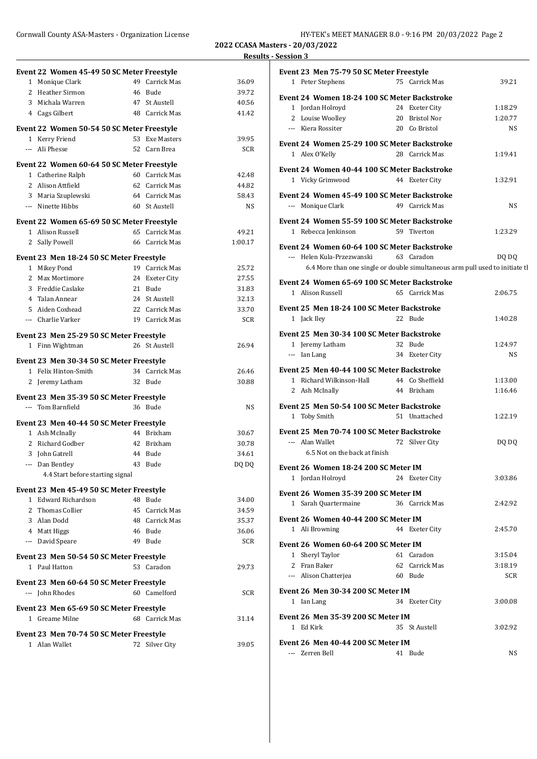**2022 CCASA Masters - 20/03/2022**

**Results - Session 3**

### Event 22 Women 45-49 50 SC Meter Freestyle

| | Name | Age | Team | Time |
|---|---|---|---|---|
| 1 | Monique Clark | 49 | Carrick Mas | 36.09 |
| 2 | Heather Sirmon | 46 | Bude | 39.72 |
| 3 | Michala Warren | 47 | St Austell | 40.56 |
| 4 | Cags Gilbert | 48 | Carrick Mas | 41.42 |

### Event 22 Women 50-54 50 SC Meter Freestyle

| | Name | Age | Team | Time |
|---|---|---|---|---|
| 1 | Kerry Friend | 53 | Exe Masters | 39.95 |
| --- | Ali Phesse | 52 | Carn Brea | SCR |

### Event 22 Women 60-64 50 SC Meter Freestyle

| | Name | Age | Team | Time |
|---|---|---|---|---|
| 1 | Catherine Ralph | 60 | Carrick Mas | 42.48 |
| 2 | Alison Attfield | 62 | Carrick Mas | 44.82 |
| 3 | Maria Szuplewski | 64 | Carrick Mas | 58.43 |
| --- | Ninette Hibbs | 60 | St Austell | NS |

### Event 22 Women 65-69 50 SC Meter Freestyle

| | Name | Age | Team | Time |
|---|---|---|---|---|
| 1 | Alison Russell | 65 | Carrick Mas | 49.21 |
| 2 | Sally Powell | 66 | Carrick Mas | 1:00.17 |

### Event 23 Men 18-24 50 SC Meter Freestyle

| | Name | Age | Team | Time |
|---|---|---|---|---|
| 1 | Mikey Pond | 19 | Carrick Mas | 25.72 |
| 2 | Max Mortimore | 24 | Exeter City | 27.55 |
| 3 | Freddie Caslake | 21 | Bude | 31.83 |
| 4 | Talan Annear | 24 | St Austell | 32.13 |
| 5 | Aiden Coxhead | 22 | Carrick Mas | 33.70 |
| --- | Charlie Varker | 19 | Carrick Mas | SCR |

### Event 23 Men 25-29 50 SC Meter Freestyle

| | Name | Age | Team | Time |
|---|---|---|---|---|
| 1 | Finn Wightman | 26 | St Austell | 26.94 |

### Event 23 Men 30-34 50 SC Meter Freestyle

| | Name | Age | Team | Time |
|---|---|---|---|---|
| 1 | Felix Hinton-Smith | 34 | Carrick Mas | 26.46 |
| 2 | Jeremy Latham | 32 | Bude | 30.88 |

### Event 23 Men 35-39 50 SC Meter Freestyle

| | Name | Age | Team | Time |
|---|---|---|---|---|
| --- | Tom Barnfield | 36 | Bude | NS |

### Event 23 Men 40-44 50 SC Meter Freestyle

| | Name | Age | Team | Time |
|---|---|---|---|---|
| 1 | Ash McInally | 44 | Brixham | 30.67 |
| 2 | Richard Godber | 42 | Brixham | 30.78 |
| 3 | John Gatrell | 44 | Bude | 34.61 |
| --- | Dan Bentley | 43 | Bude | DQ DQ |

4.4 Start before starting signal

### Event 23 Men 45-49 50 SC Meter Freestyle

| | Name | Age | Team | Time |
|---|---|---|---|---|
| 1 | Edward Richardson | 48 | Bude | 34.00 |
| 2 | Thomas Collier | 45 | Carrick Mas | 34.59 |
| 3 | Alan Dodd | 48 | Carrick Mas | 35.37 |
| 4 | Matt Higgs | 46 | Bude | 36.06 |
| --- | David Speare | 49 | Bude | SCR |

### Event 23 Men 50-54 50 SC Meter Freestyle

| | Name | Age | Team | Time |
|---|---|---|---|---|
| 1 | Paul Hatton | 53 | Caradon | 29.73 |

### Event 23 Men 60-64 50 SC Meter Freestyle

| | Name | Age | Team | Time |
|---|---|---|---|---|
| --- | John Rhodes | 60 | Camelford | SCR |

### Event 23 Men 65-69 50 SC Meter Freestyle

| | Name | Age | Team | Time |
|---|---|---|---|---|
| 1 | Greame Milne | 68 | Carrick Mas | 31.14 |

### Event 23 Men 70-74 50 SC Meter Freestyle

| | Name | Age | Team | Time |
|---|---|---|---|---|
| 1 | Alan Wallet | 72 | Silver City | 39.05 |

### Event 23 Men 75-79 50 SC Meter Freestyle

| | Name | Age | Team | Time |
|---|---|---|---|---|
| 1 | Peter Stephens | 75 | Carrick Mas | 39.21 |

### Event 24 Women 18-24 100 SC Meter Backstroke

| | Name | Age | Team | Time |
|---|---|---|---|---|
| 1 | Jordan Holroyd | 24 | Exeter City | 1:18.29 |
| 2 | Louise Woolley | 20 | Bristol Nor | 1:20.77 |
| --- | Kiera Rossiter | 20 | Co Bristol | NS |

### Event 24 Women 25-29 100 SC Meter Backstroke

| | Name | Age | Team | Time |
|---|---|---|---|---|
| 1 | Alex O'Kelly | 28 | Carrick Mas | 1:19.41 |

### Event 24 Women 40-44 100 SC Meter Backstroke

| | Name | Age | Team | Time |
|---|---|---|---|---|
| 1 | Vicky Grimwood | 44 | Exeter City | 1:32.91 |

### Event 24 Women 45-49 100 SC Meter Backstroke

| | Name | Age | Team | Time |
|---|---|---|---|---|
| --- | Monique Clark | 49 | Carrick Mas | NS |

### Event 24 Women 55-59 100 SC Meter Backstroke

| | Name | Age | Team | Time |
|---|---|---|---|---|
| 1 | Rebecca Jenkinson | 59 | Tiverton | 1:23.29 |

### Event 24 Women 60-64 100 SC Meter Backstroke

| | Name | Age | Team | Time |
|---|---|---|---|---|
| --- | Helen Kula-Przezwanski | 63 | Caradon | DQ DQ |

6.4 More than one single or double simultaneous arm pull used to initiate tl

### Event 24 Women 65-69 100 SC Meter Backstroke

| | Name | Age | Team | Time |
|---|---|---|---|---|
| 1 | Alison Russell | 65 | Carrick Mas | 2:06.75 |

### Event 25 Men 18-24 100 SC Meter Backstroke

| | Name | Age | Team | Time |
|---|---|---|---|---|
| 1 | Jack Iley | 22 | Bude | 1:40.28 |

### Event 25 Men 30-34 100 SC Meter Backstroke

| | Name | Age | Team | Time |
|---|---|---|---|---|
| 1 | Jeremy Latham | 32 | Bude | 1:24.97 |
| --- | Ian Lang | 34 | Exeter City | NS |

### Event 25 Men 40-44 100 SC Meter Backstroke

| | Name | Age | Team | Time |
|---|---|---|---|---|
| 1 | Richard Wilkinson-Hall | 44 | Co Sheffield | 1:13.00 |
| 2 | Ash McInally | 44 | Brixham | 1:16.46 |

### Event 25 Men 50-54 100 SC Meter Backstroke

| | Name | Age | Team | Time |
|---|---|---|---|---|
| 1 | Toby Smith | 51 | Unattached | 1:22.19 |

### Event 25 Men 70-74 100 SC Meter Backstroke

| | Name | Age | Team | Time |
|---|---|---|---|---|
| --- | Alan Wallet | 72 | Silver City | DQ DQ |

6.5 Not on the back at finish

### Event 26 Women 18-24 200 SC Meter IM

| | Name | Age | Team | Time |
|---|---|---|---|---|
| 1 | Jordan Holroyd | 24 | Exeter City | 3:03.86 |

### Event 26 Women 35-39 200 SC Meter IM

| | Name | Age | Team | Time |
|---|---|---|---|---|
| 1 | Sarah Quartermaine | 36 | Carrick Mas | 2:42.92 |

### Event 26 Women 40-44 200 SC Meter IM

| | Name | Age | Team | Time |
|---|---|---|---|---|
| 1 | Ali Browning | 44 | Exeter City | 2:45.70 |

### Event 26 Women 60-64 200 SC Meter IM

| | Name | Age | Team | Time |
|---|---|---|---|---|
| 1 | Sheryl Taylor | 61 | Caradon | 3:15.04 |
| 2 | Fran Baker | 62 | Carrick Mas | 3:18.19 |
| --- | Alison Chatterjea | 60 | Bude | SCR |

### Event 26 Men 30-34 200 SC Meter IM

| | Name | Age | Team | Time |
|---|---|---|---|---|
| 1 | Ian Lang | 34 | Exeter City | 3:00.08 |

### Event 26 Men 35-39 200 SC Meter IM

| | Name | Age | Team | Time |
|---|---|---|---|---|
| 1 | Ed Kirk | 35 | St Austell | 3:02.92 |

### Event 26 Men 40-44 200 SC Meter IM

| | Name | Age | Team | Time |
|---|---|---|---|---|
| --- | Zerren Bell | 41 | Bude | NS |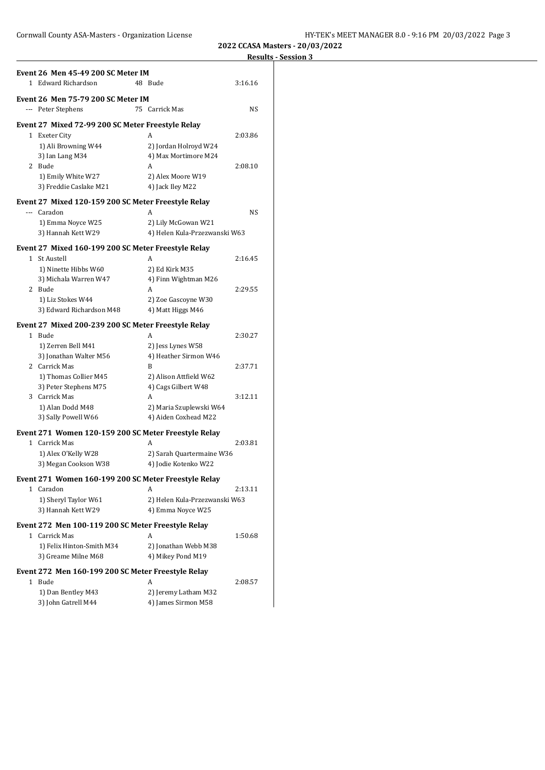**2022 CCASA Masters - 20/03/2022**

**Results - Session 3**

**Event 26 Men 45-49 200 SC Meter IM**

| | | | |
|---|---|---|---|
| 1 | Edward Richardson | 48 Bude | 3:16.16 |

**Event 26 Men 75-79 200 SC Meter IM**

| | | | |
|---|---|---|---|
| --- | Peter Stephens | 75 Carrick Mas | NS |

**Event 27 Mixed 72-99 200 SC Meter Freestyle Relay**

| | | | |
|---|---|---|---|
| 1 | Exeter City | A | 2:03.86 |
| | 1) Ali Browning W44 | 2) Jordan Holroyd W24 | |
| | 3) Ian Lang M34 | 4) Max Mortimore M24 | |
| 2 | Bude | A | 2:08.10 |
| | 1) Emily White W27 | 2) Alex Moore W19 | |
| | 3) Freddie Caslake M21 | 4) Jack Iley M22 | |

**Event 27 Mixed 120-159 200 SC Meter Freestyle Relay**

| | | | |
|---|---|---|---|
| --- | Caradon | A | NS |
| | 1) Emma Noyce W25 | 2) Lily McGowan W21 | |
| | 3) Hannah Kett W29 | 4) Helen Kula-Przezwanski W63 | |

**Event 27 Mixed 160-199 200 SC Meter Freestyle Relay**

| | | | |
|---|---|---|---|
| 1 | St Austell | A | 2:16.45 |
| | 1) Ninette Hibbs W60 | 2) Ed Kirk M35 | |
| | 3) Michala Warren W47 | 4) Finn Wightman M26 | |
| 2 | Bude | A | 2:29.55 |
| | 1) Liz Stokes W44 | 2) Zoe Gascoyne W30 | |
| | 3) Edward Richardson M48 | 4) Matt Higgs M46 | |

**Event 27 Mixed 200-239 200 SC Meter Freestyle Relay**

| | | | |
|---|---|---|---|
| 1 | Bude | A | 2:30.27 |
| | 1) Zerren Bell M41 | 2) Jess Lynes W58 | |
| | 3) Jonathan Walter M56 | 4) Heather Sirmon W46 | |
| 2 | Carrick Mas | B | 2:37.71 |
| | 1) Thomas Collier M45 | 2) Alison Attfield W62 | |
| | 3) Peter Stephens M75 | 4) Cags Gilbert W48 | |
| 3 | Carrick Mas | A | 3:12.11 |
| | 1) Alan Dodd M48 | 2) Maria Szuplewski W64 | |
| | 3) Sally Powell W66 | 4) Aiden Coxhead M22 | |

**Event 271 Women 120-159 200 SC Meter Freestyle Relay**

| | | | |
|---|---|---|---|
| 1 | Carrick Mas | A | 2:03.81 |
| | 1) Alex O'Kelly W28 | 2) Sarah Quartermaine W36 | |
| | 3) Megan Cookson W38 | 4) Jodie Kotenko W22 | |

**Event 271 Women 160-199 200 SC Meter Freestyle Relay**

| | | | |
|---|---|---|---|
| 1 | Caradon | A | 2:13.11 |
| | 1) Sheryl Taylor W61 | 2) Helen Kula-Przezwanski W63 | |
| | 3) Hannah Kett W29 | 4) Emma Noyce W25 | |

**Event 272 Men 100-119 200 SC Meter Freestyle Relay**

| | | | |
|---|---|---|---|
| 1 | Carrick Mas | A | 1:50.68 |
| | 1) Felix Hinton-Smith M34 | 2) Jonathan Webb M38 | |
| | 3) Greame Milne M68 | 4) Mikey Pond M19 | |

**Event 272 Men 160-199 200 SC Meter Freestyle Relay**

| | | | |
|---|---|---|---|
| 1 | Bude | A | 2:08.57 |
| | 1) Dan Bentley M43 | 2) Jeremy Latham M32 | |
| | 3) John Gatrell M44 | 4) James Sirmon M58 | |